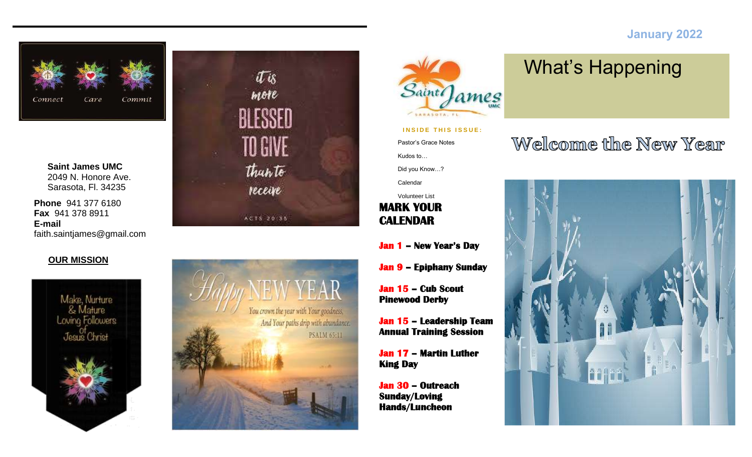Connect Care Commit

**Saint James UMC**
2049 N. Honore Ave.
Sarasota, Fl. 34235

**Phone** 941 377 6180
**Fax** 941 378 8911
**E-mail**
faith.saintjames@gmail.com

**OUR MISSION**

Make, Nurture & Mature Loving Followers of Jesus Christ

it is more BLESSED TO GIVE than to receive

ACTS 20:35

Happy NEW YEAR

You crown the year with Your goodness, And Your paths drip with abundance.

PSALM 65:11

January 2022

# What's Happening

**INSIDE THIS ISSUE:**

- Pastor's Grace Notes
- Kudos to…
- Did you Know…?
- Calendar
- Volunteer List

## MARK YOUR CALENDAR

**Jan 1 – New Year's Day**

**Jan 9 – Epiphany Sunday**

**Jan 15 – Cub Scout Pinewood Derby**

**Jan 15 – Leadership Team Annual Training Session**

**Jan 17 – Martin Luther King Day**

**Jan 30 – Outreach Sunday/Loving Hands/Luncheon**

## Welcome the New Year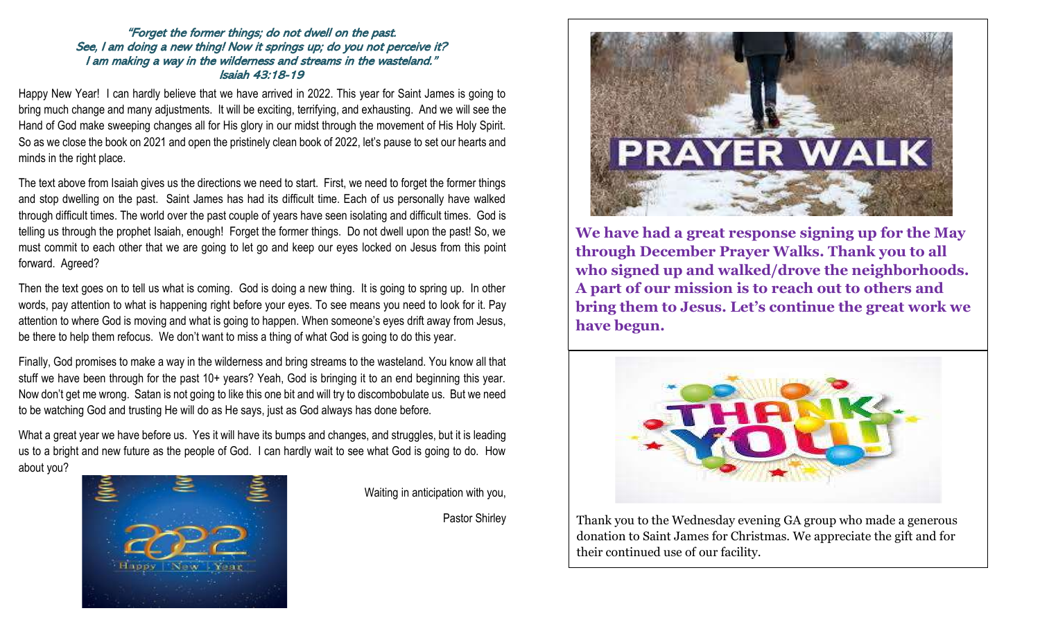*"Forget the former things; do not dwell on the past.*
*See, I am doing a new thing! Now it springs up; do you not perceive it?*
*I am making a way in the wilderness and streams in the wasteland."*
*Isaiah 43:18-19*

Happy New Year! I can hardly believe that we have arrived in 2022. This year for Saint James is going to bring much change and many adjustments. It will be exciting, terrifying, and exhausting. And we will see the Hand of God make sweeping changes all for His glory in our midst through the movement of His Holy Spirit. So as we close the book on 2021 and open the pristinely clean book of 2022, let's pause to set our hearts and minds in the right place.

The text above from Isaiah gives us the directions we need to start. First, we need to forget the former things and stop dwelling on the past. Saint James has had its difficult time. Each of us personally have walked through difficult times. The world over the past couple of years have seen isolating and difficult times. God is telling us through the prophet Isaiah, enough! Forget the former things. Do not dwell upon the past! So, we must commit to each other that we are going to let go and keep our eyes locked on Jesus from this point forward. Agreed?

Then the text goes on to tell us what is coming. God is doing a new thing. It is going to spring up. In other words, pay attention to what is happening right before your eyes. To see means you need to look for it. Pay attention to where God is moving and what is going to happen. When someone's eyes drift away from Jesus, be there to help them refocus. We don't want to miss a thing of what God is going to do this year.

Finally, God promises to make a way in the wilderness and bring streams to the wasteland. You know all that stuff we have been through for the past 10+ years? Yeah, God is bringing it to an end beginning this year. Now don't get me wrong. Satan is not going to like this one bit and will try to discombobulate us. But we need to be watching God and trusting He will do as He says, just as God always has done before.

What a great year we have before us. Yes it will have its bumps and changes, and struggles, but it is leading us to a bright and new future as the people of God. I can hardly wait to see what God is going to do. How about you?

Waiting in anticipation with you,

Pastor Shirley

**We have had a great response signing up for the May through December Prayer Walks. Thank you to all who signed up and walked/drove the neighborhoods. A part of our mission is to reach out to others and bring them to Jesus. Let's continue the great work we have begun.**

Thank you to the Wednesday evening GA group who made a generous donation to Saint James for Christmas. We appreciate the gift and for their continued use of our facility.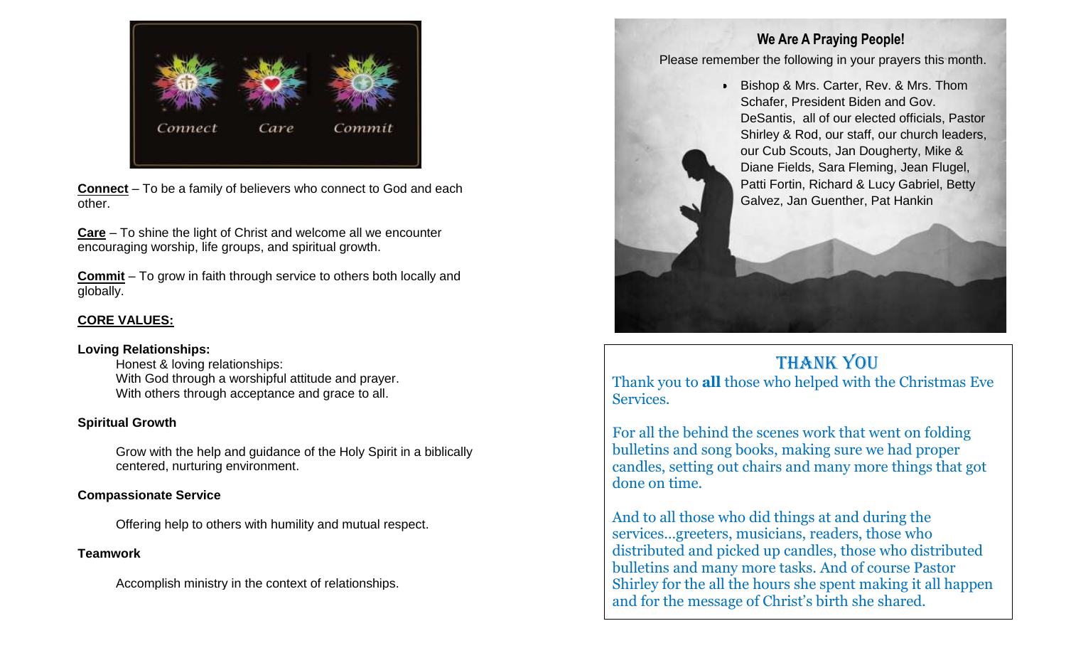Connect Care Commit

**Connect** – To be a family of believers who connect to God and each other.

**Care** – To shine the light of Christ and welcome all we encounter encouraging worship, life groups, and spiritual growth.

**Commit** – To grow in faith through service to others both locally and globally.

**CORE VALUES:**

**Loving Relationships:**

Honest & loving relationships:
With God through a worshipful attitude and prayer.
With others through acceptance and grace to all.

**Spiritual Growth**

Grow with the help and guidance of the Holy Spirit in a biblically centered, nurturing environment.

**Compassionate Service**

Offering help to others with humility and mutual respect.

**Teamwork**

Accomplish ministry in the context of relationships.

## We Are A Praying People!

Please remember the following in your prayers this month.

- Bishop & Mrs. Carter, Rev. & Mrs. Thom Schafer, President Biden and Gov. DeSantis, all of our elected officials, Pastor Shirley & Rod, our staff, our church leaders, our Cub Scouts, Jan Dougherty, Mike & Diane Fields, Sara Fleming, Jean Flugel, Patti Fortin, Richard & Lucy Gabriel, Betty Galvez, Jan Guenther, Pat Hankin

## THANK YOU

Thank you to **all** those who helped with the Christmas Eve Services.

For all the behind the scenes work that went on folding bulletins and song books, making sure we had proper candles, setting out chairs and many more things that got done on time.

And to all those who did things at and during the services…greeters, musicians, readers, those who distributed and picked up candles, those who distributed bulletins and many more tasks. And of course Pastor Shirley for the all the hours she spent making it all happen and for the message of Christ's birth she shared.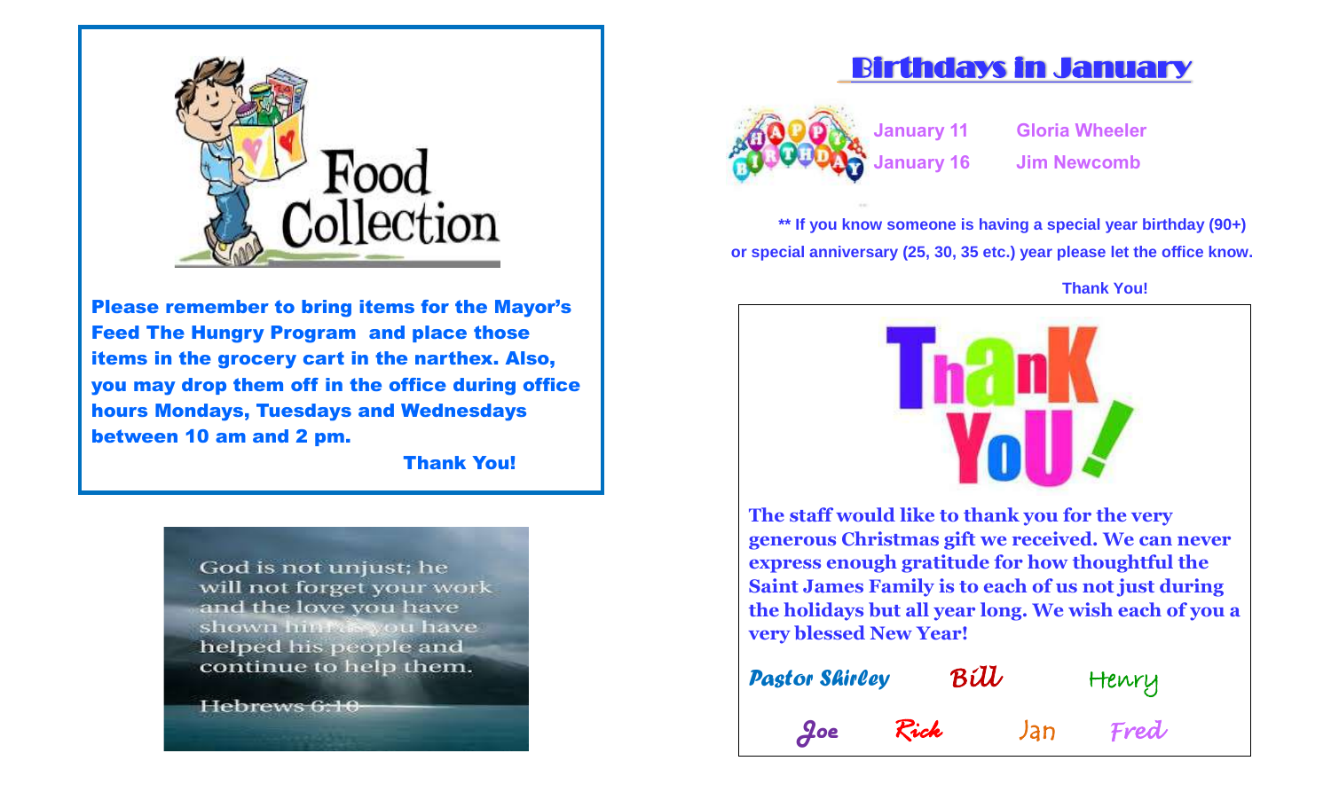## Food Collection

**Please remember to bring items for the Mayor's Feed The Hungry Program and place those items in the grocery cart in the narthex. Also, you may drop them off in the office during office hours Mondays, Tuesdays and Wednesdays between 10 am and 2 pm.**

**Thank You!**

God is not unjust; he will not forget your work and the love you have shown him as you have helped his people and continue to help them.

Hebrews 6:10

## Birthdays in January

| | |
|---|---|
| January 11 | Gloria Wheeler |
| January 16 | Jim Newcomb |

**\*\* If you know someone is having a special year birthday (90+) or special anniversary (25, 30, 35 etc.) year please let the office know.**

**Thank You!**

## Thank You!

**The staff would like to thank you for the very generous Christmas gift we received. We can never express enough gratitude for how thoughtful the Saint James Family is to each of us not just during the holidays but all year long. We wish each of you a very blessed New Year!**

*Pastor Shirley* *Bill* *Henry*

*Joe* *Rick* *Jan* *Fred*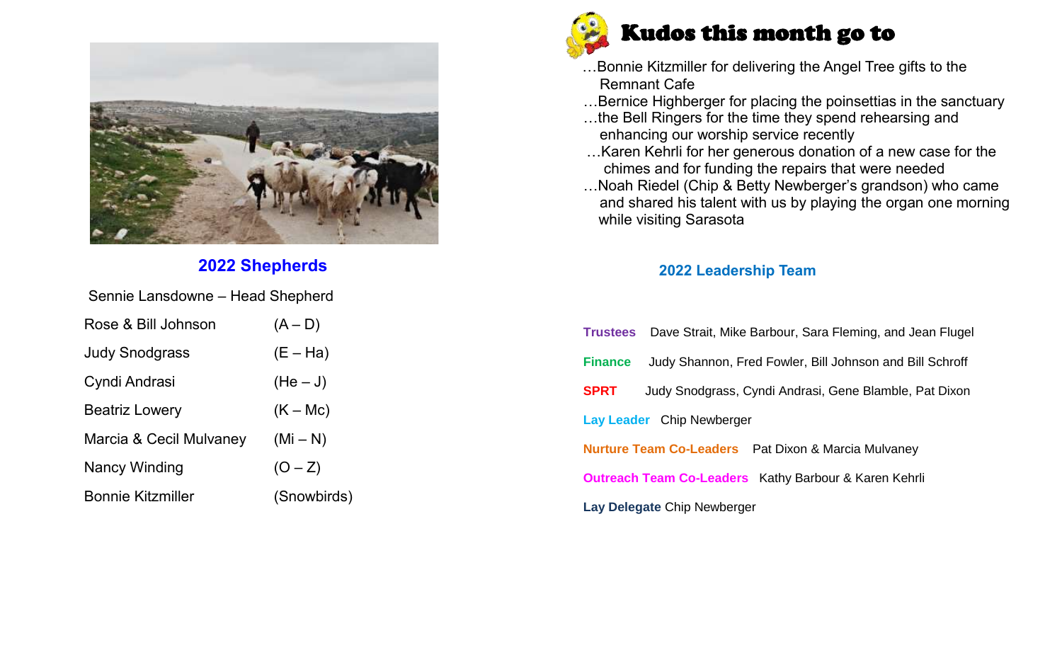## 2022 Shepherds

Sennie Lansdowne – Head Shepherd

| | |
|---|---|
| Rose & Bill Johnson | (A – D) |
| Judy Snodgrass | (E – Ha) |
| Cyndi Andrasi | (He – J) |
| Beatriz Lowery | (K – Mc) |
| Marcia & Cecil Mulvaney | (Mi – N) |
| Nancy Winding | (O – Z) |
| Bonnie Kitzmiller | (Snowbirds) |

## Kudos this month go to

…Bonnie Kitzmiller for delivering the Angel Tree gifts to the Remnant Cafe

…Bernice Highberger for placing the poinsettias in the sanctuary

…the Bell Ringers for the time they spend rehearsing and enhancing our worship service recently

…Karen Kehrli for her generous donation of a new case for the chimes and for funding the repairs that were needed

…Noah Riedel (Chip & Betty Newberger's grandson) who came and shared his talent with us by playing the organ one morning while visiting Sarasota

## 2022 Leadership Team

**Trustees** Dave Strait, Mike Barbour, Sara Fleming, and Jean Flugel

**Finance** Judy Shannon, Fred Fowler, Bill Johnson and Bill Schroff

**SPRT** Judy Snodgrass, Cyndi Andrasi, Gene Blamble, Pat Dixon

**Lay Leader** Chip Newberger

**Nurture Team Co-Leaders** Pat Dixon & Marcia Mulvaney

**Outreach Team Co-Leaders** Kathy Barbour & Karen Kehrli

**Lay Delegate** Chip Newberger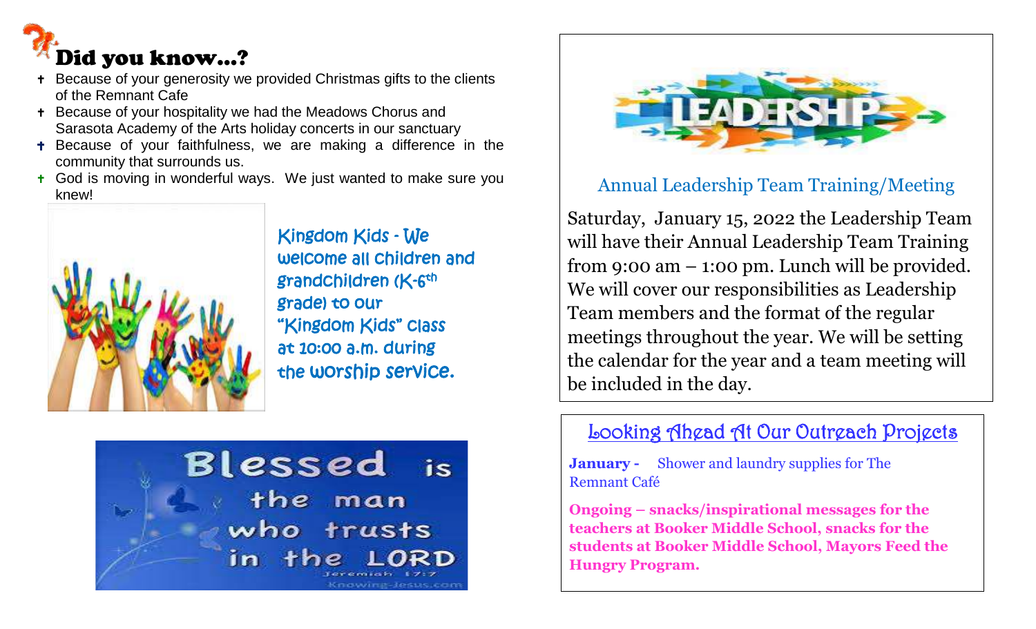## Did you know…?

- Because of your generosity we provided Christmas gifts to the clients of the Remnant Cafe
- Because of your hospitality we had the Meadows Chorus and Sarasota Academy of the Arts holiday concerts in our sanctuary
- Because of your faithfulness, we are making a difference in the community that surrounds us.
- God is moving in wonderful ways. We just wanted to make sure you knew!

Kingdom Kids - We welcome all children and grandchildren (K-6th grade) to our "Kingdom Kids" class at 10:00 a.m. during the worship service.

Blessed is the man who trusts in the LORD
Jeremiah 17:7

## Annual Leadership Team Training/Meeting

Saturday, January 15, 2022 the Leadership Team will have their Annual Leadership Team Training from 9:00 am – 1:00 pm. Lunch will be provided. We will cover our responsibilities as Leadership Team members and the format of the regular meetings throughout the year. We will be setting the calendar for the year and a team meeting will be included in the day.

## Looking Ahead At Our Outreach Projects

**January -** Shower and laundry supplies for The Remnant Café

**Ongoing – snacks/inspirational messages for the teachers at Booker Middle School, snacks for the students at Booker Middle School, Mayors Feed the Hungry Program.**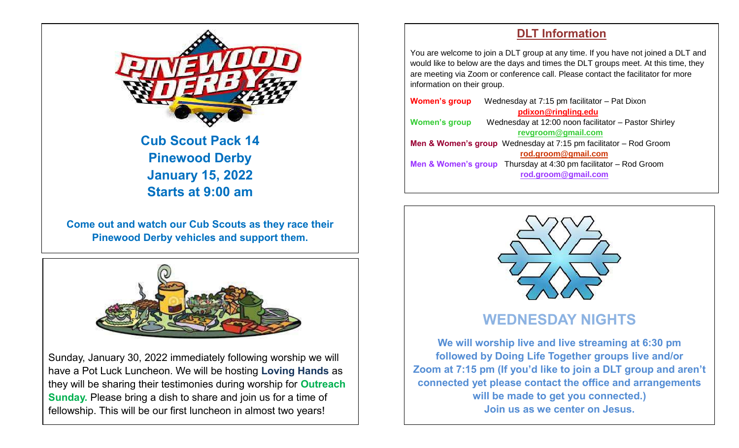## Cub Scout Pack 14
## Pinewood Derby
## January 15, 2022
## Starts at 9:00 am

**Come out and watch our Cub Scouts as they race their Pinewood Derby vehicles and support them.**

Sunday, January 30, 2022 immediately following worship we will have a Pot Luck Luncheon. We will be hosting **Loving Hands** as they will be sharing their testimonies during worship for **Outreach Sunday.** Please bring a dish to share and join us for a time of fellowship. This will be our first luncheon in almost two years!

## DLT Information

You are welcome to join a DLT group at any time. If you have not joined a DLT and would like to below are the days and times the DLT groups meet. At this time, they are meeting via Zoom or conference call. Please contact the facilitator for more information on their group.

**Women's group** Wednesday at 7:15 pm facilitator – Pat Dixon
**pdixon@ringling.edu**

**Women's group** Wednesday at 12:00 noon facilitator – Pastor Shirley
**revgroom@gmail.com**

**Men & Women's group** Wednesday at 7:15 pm facilitator – Rod Groom
**rod.groom@gmail.com**

**Men & Women's group** Thursday at 4:30 pm facilitator – Rod Groom
**rod.groom@gmail.com**

## WEDNESDAY NIGHTS

**We will worship live and live streaming at 6:30 pm followed by Doing Life Together groups live and/or Zoom at 7:15 pm (If you'd like to join a DLT group and aren't connected yet please contact the office and arrangements will be made to get you connected.)**
**Join us as we center on Jesus.**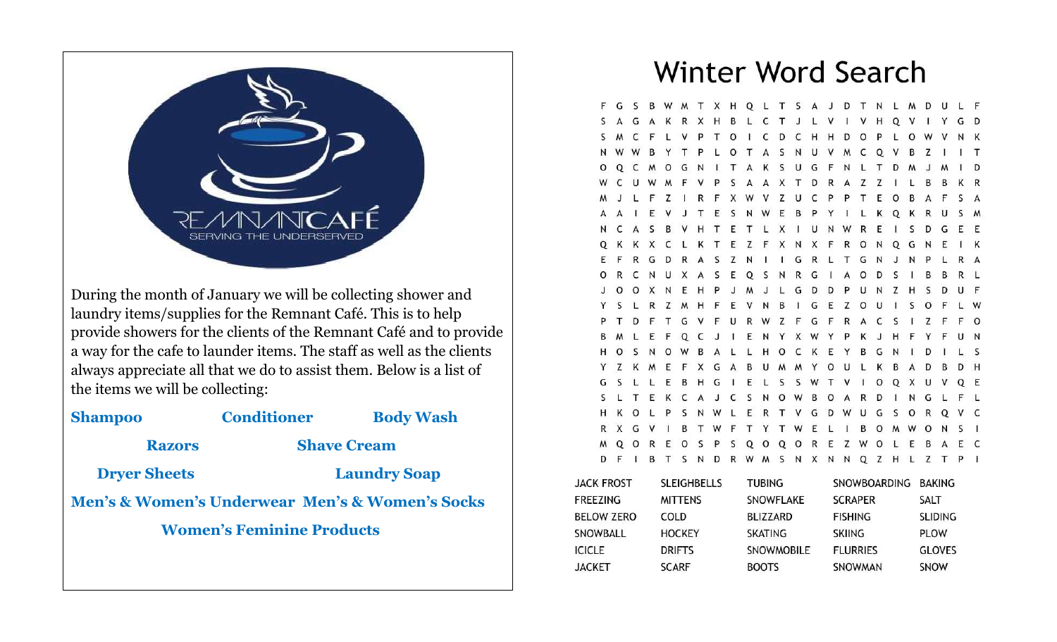REMNANT CAFÉ
SERVING THE UNDERSERVED

During the month of January we will be collecting shower and laundry items/supplies for the Remnant Café. This is to help provide showers for the clients of the Remnant Café and to provide a way for the cafe to launder items. The staff as well as the clients always appreciate all that we do to assist them. Below is a list of the items we will be collecting:

**Shampoo** **Conditioner** **Body Wash**

**Razors** **Shave Cream**

**Dryer Sheets** **Laundry Soap**

**Men's & Women's Underwear** **Men's & Women's Socks**

**Women's Feminine Products**

# Winter Word Search

```
F G S B W M T X H Q L T S A J D T N L M D U L F
S A G A K R X H B L C T J L V I V H Q V I Y G D
S M C F L V P T O I C D C H H D O P L O W V N K
N W W B Y T P L O T A S N U V M C Q V B Z I I T
O Q C M O G N I T A K S U G F N L T D M J M I D
W C U W M F V P S A A X T D R A Z Z I L B B K R
M J L F Z I R F X W V Z U C P P T E O B A F S A
A A I E V J T E S N W E B P Y I L K Q K R U S M
N C A S B V H T E T L X I U N W R E I S D G E E
Q K K X C L K T E Z F X N X F R O N Q G N E I K
E F R G D R A S Z N I I G R L T G N J N P L R A
O R C N U X A S E Q S N R G I A O D S I B B R L
J O O X N E H P J M J L G D D P U N Z H S D U F
Y S L R Z M H F E V N B I G E Z O U I S O F L W
P T D F T G V F U R W Z F G F R A C S I Z F F O
B M L E F Q C J I E N Y X W Y P K J H F Y F U N
H O S N O W B A L L H O C K E Y B G N I D I L S
Y Z K M E F X G A B U M M Y O U L K B A D B D H
G S L L E B H G I E L S S W T V I O Q X U V Q E
S L T E K C A J C S N O W B O A R D I N G L F L
H K O L P S N W L E R T V G D W U G S O R Q V C
R X G V I B T W F T Y T W E L I B O M W O N S I
M Q O R E O S P S Q O Q O R E Z W O L E B A E C
D F I B T S N D R W M S N X N N Q Z H L Z T P I
```

| | | | | |
|---|---|---|---|---|
| JACK FROST | SLEIGHBELLS | TUBING | SNOWBOARDING | BAKING |
| FREEZING | MITTENS | SNOWFLAKE | SCRAPER | SALT |
| BELOW ZERO | COLD | BLIZZARD | FISHING | SLIDING |
| SNOWBALL | HOCKEY | SKATING | SKIING | PLOW |
| ICICLE | DRIFTS | SNOWMOBILE | FLURRIES | GLOVES |
| JACKET | SCARF | BOOTS | SNOWMAN | SNOW |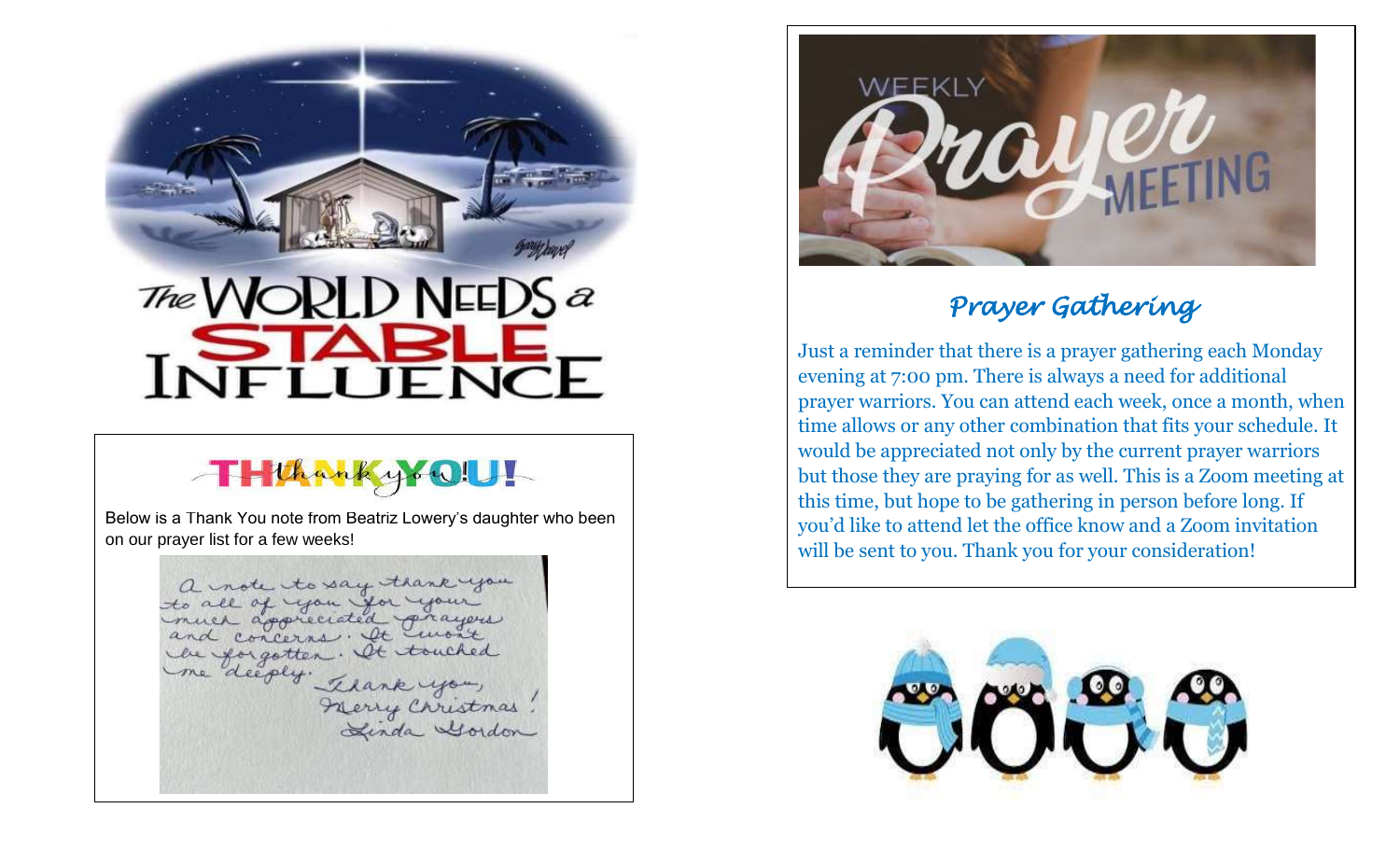The WORLD NEEDS a STABLE INFLUENCE

## THANK YOU!

Below is a Thank You note from Beatriz Lowery's daughter who been on our prayer list for a few weeks!

A note to say thank you to all of you for your much appreciated prayers and concerns. It won't be forgotten. It touched me deeply. Thank you, Merry Christmas! Linda Gordon

WEEKLY Prayer MEETING

## *Prayer Gathering*

Just a reminder that there is a prayer gathering each Monday evening at 7:00 pm. There is always a need for additional prayer warriors. You can attend each week, once a month, when time allows or any other combination that fits your schedule. It would be appreciated not only by the current prayer warriors but those they are praying for as well. This is a Zoom meeting at this time, but hope to be gathering in person before long. If you'd like to attend let the office know and a Zoom invitation will be sent to you. Thank you for your consideration!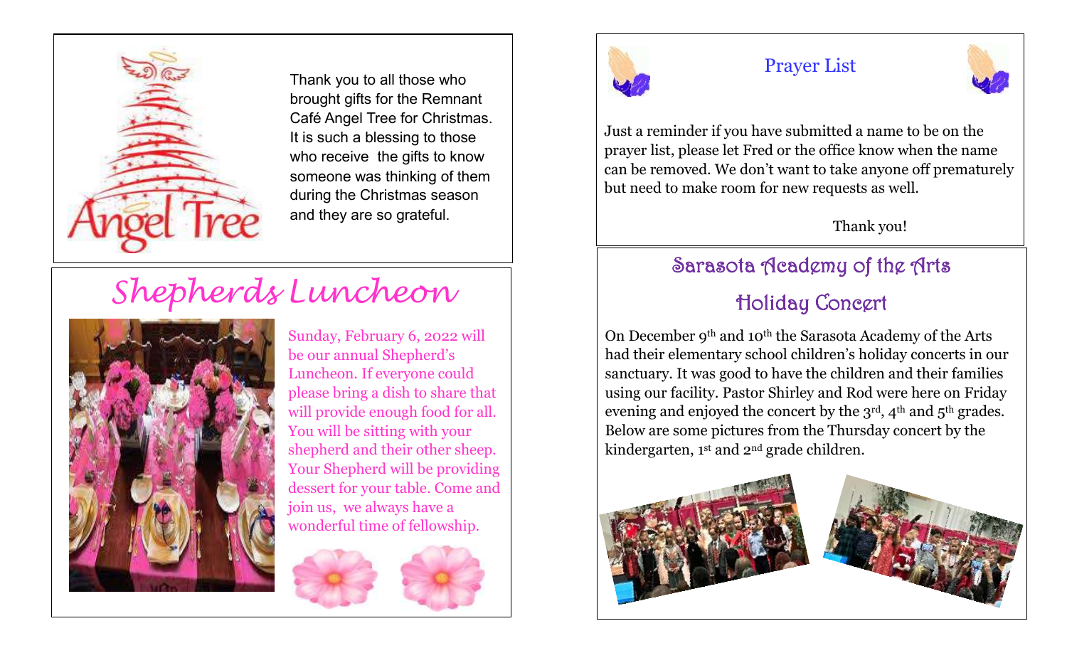Thank you to all those who brought gifts for the Remnant Café Angel Tree for Christmas. It is such a blessing to those who receive the gifts to know someone was thinking of them during the Christmas season and they are so grateful.

# *Shepherds Luncheon*

Sunday, February 6, 2022 will be our annual Shepherd's Luncheon. If everyone could please bring a dish to share that will provide enough food for all. You will be sitting with your shepherd and their other sheep. Your Shepherd will be providing dessert for your table. Come and join us, we always have a wonderful time of fellowship.

## Prayer List

Just a reminder if you have submitted a name to be on the prayer list, please let Fred or the office know when the name can be removed. We don't want to take anyone off prematurely but need to make room for new requests as well.

Thank you!

## Sarasota Academy of the Arts Holiday Concert

On December 9th and 10th the Sarasota Academy of the Arts had their elementary school children's holiday concerts in our sanctuary. It was good to have the children and their families using our facility. Pastor Shirley and Rod were here on Friday evening and enjoyed the concert by the 3rd, 4th and 5th grades. Below are some pictures from the Thursday concert by the kindergarten, 1st and 2nd grade children.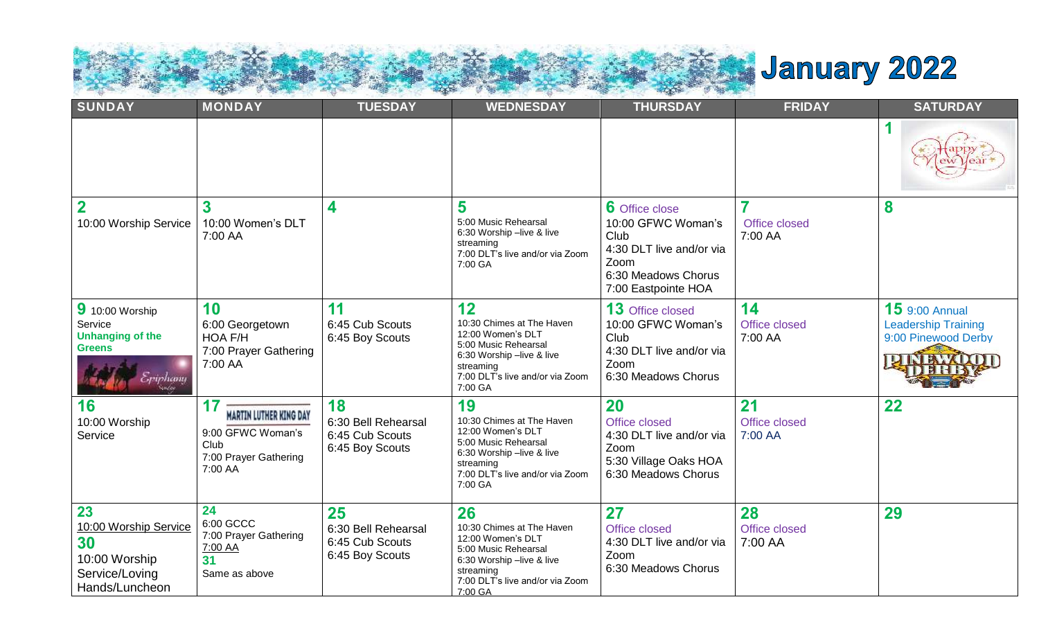# January 2022

| SUNDAY | MONDAY | TUESDAY | WEDNESDAY | THURSDAY | FRIDAY | SATURDAY |
|---|---|---|---|---|---|---|
| | | | | | | **1** |
| **2** 10:00 Worship Service | **3** 10:00 Women's DLT 7:00 AA | **4** | **5** 5:00 Music Rehearsal 6:30 Worship –live & live streaming 7:00 DLT's live and/or via Zoom 7:00 GA | **6** Office close 10:00 GFWC Woman's Club 4:30 DLT live and/or via Zoom 6:30 Meadows Chorus 7:00 Eastpointe HOA | **7** Office closed 7:00 AA | **8** |
| **9** 10:00 Worship Service **Unhanging of the Greens** | **10** 6:00 Georgetown HOA F/H 7:00 Prayer Gathering 7:00 AA | **11** 6:45 Cub Scouts 6:45 Boy Scouts | **12** 10:30 Chimes at The Haven 12:00 Women's DLT 5:00 Music Rehearsal 6:30 Worship –live & live streaming 7:00 DLT's live and/or via Zoom 7:00 GA | **13** Office closed 10:00 GFWC Woman's Club 4:30 DLT live and/or via Zoom 6:30 Meadows Chorus | **14** Office closed 7:00 AA | **15** 9:00 Annual Leadership Training 9:00 Pinewood Derby |
| **16** 10:00 Worship Service | **17** MARTIN LUTHER KING DAY 9:00 GFWC Woman's Club 7:00 Prayer Gathering 7:00 AA | **18** 6:30 Bell Rehearsal 6:45 Cub Scouts 6:45 Boy Scouts | **19** 10:30 Chimes at The Haven 12:00 Women's DLT 5:00 Music Rehearsal 6:30 Worship –live & live streaming 7:00 DLT's live and/or via Zoom 7:00 GA | **20** Office closed 4:30 DLT live and/or via Zoom 5:30 Village Oaks HOA 6:30 Meadows Chorus | **21** Office closed 7:00 AA | **22** |
| **23** 10:00 Worship Service **30** 10:00 Worship Service/Loving Hands/Luncheon | **24** 6:00 GCCC 7:00 Prayer Gathering 7:00 AA **31** Same as above | **25** 6:30 Bell Rehearsal 6:45 Cub Scouts 6:45 Boy Scouts | **26** 10:30 Chimes at The Haven 12:00 Women's DLT 5:00 Music Rehearsal 6:30 Worship –live & live streaming 7:00 DLT's live and/or via Zoom 7:00 GA | **27** Office closed 4:30 DLT live and/or via Zoom 6:30 Meadows Chorus | **28** Office closed 7:00 AA | **29** |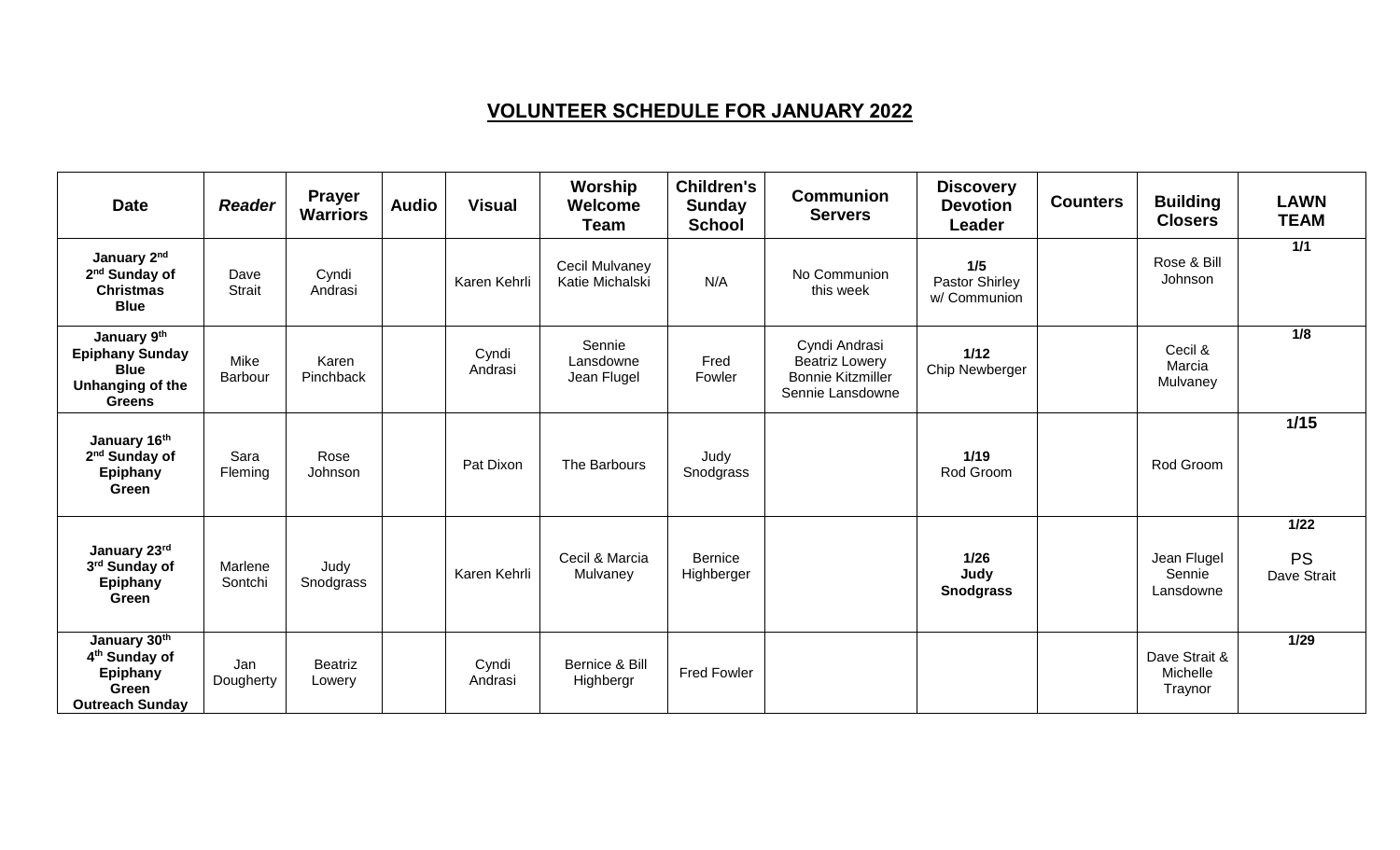# VOLUNTEER SCHEDULE FOR JANUARY 2022

| Date | *Reader* | Prayer Warriors | Audio | Visual | Worship Welcome Team | Children's Sunday School | Communion Servers | Discovery Devotion Leader | Counters | Building Closers | LAWN TEAM |
|---|---|---|---|---|---|---|---|---|---|---|---|
| **January 2nd 2nd Sunday of Christmas Blue** | Dave Strait | Cyndi Andrasi | | Karen Kehrli | Cecil Mulvaney Katie Michalski | N/A | No Communion this week | **1/5** Pastor Shirley w/ Communion | | Rose & Bill Johnson | **1/1** |
| **January 9th Epiphany Sunday Blue Unhanging of the Greens** | Mike Barbour | Karen Pinchback | | Cyndi Andrasi | Sennie Lansdowne Jean Flugel | Fred Fowler | Cyndi Andrasi Beatriz Lowery Bonnie Kitzmiller Sennie Lansdowne | **1/12** Chip Newberger | | Cecil & Marcia Mulvaney | **1/8** |
| **January 16th 2nd Sunday of Epiphany Green** | Sara Fleming | Rose Johnson | | Pat Dixon | The Barbours | Judy Snodgrass | | **1/19** Rod Groom | | Rod Groom | **1/15** |
| **January 23rd 3rd Sunday of Epiphany Green** | Marlene Sontchi | Judy Snodgrass | | Karen Kehrli | Cecil & Marcia Mulvaney | Bernice Highberger | | **1/26 Judy Snodgrass** | | Jean Flugel Sennie Lansdowne | **1/22** PS Dave Strait |
| **January 30th 4th Sunday of Epiphany Green Outreach Sunday** | Jan Dougherty | Beatriz Lowery | | Cyndi Andrasi | Bernice & Bill Highbergr | Fred Fowler | | | | Dave Strait & Michelle Traynor | **1/29** |